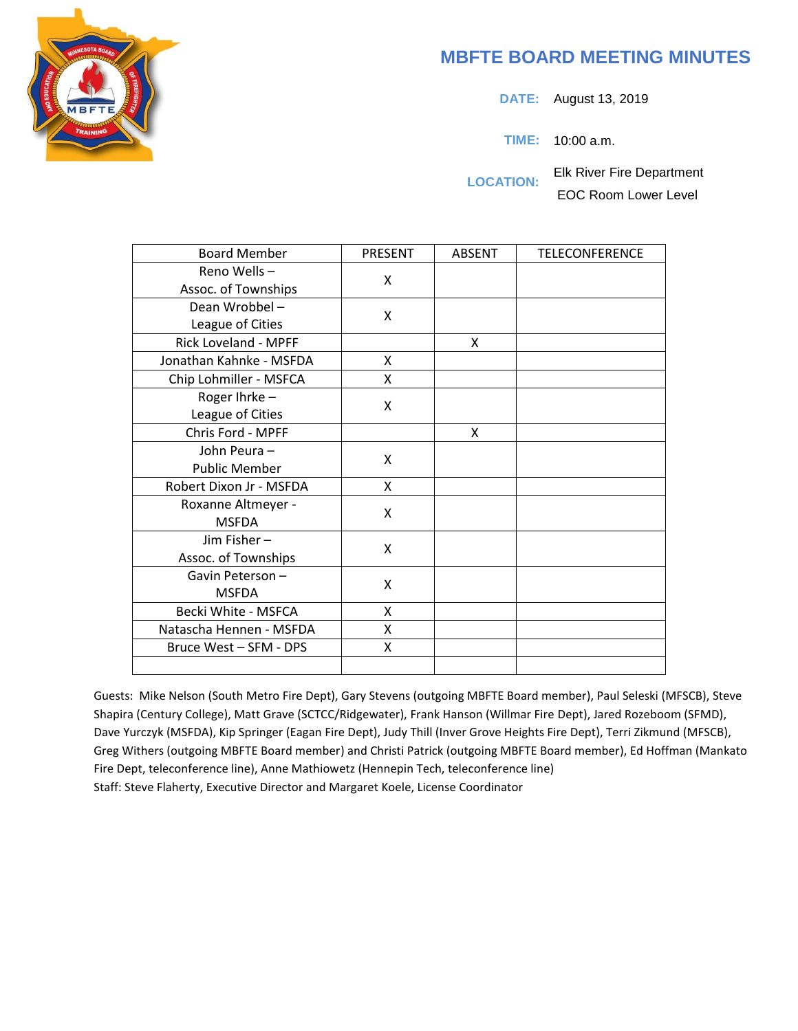# MBFTE BOARD MEETING MINUTES

**DATE:** August 13, 2019

**TIME:** 10:00 a.m.

**LOCATION:** Elk River Fire Department
EOC Room Lower Level

| Board Member | PRESENT | ABSENT | TELECONFERENCE |
|---|---|---|---|
| Reno Wells – Assoc. of Townships | X | | |
| Dean Wrobbel – League of Cities | X | | |
| Rick Loveland - MPFF | | X | |
| Jonathan Kahnke - MSFDA | X | | |
| Chip Lohmiller - MSFCA | X | | |
| Roger Ihrke – League of Cities | X | | |
| Chris Ford - MPFF | | X | |
| John Peura – Public Member | X | | |
| Robert Dixon Jr - MSFDA | X | | |
| Roxanne Altmeyer - MSFDA | X | | |
| Jim Fisher – Assoc. of Townships | X | | |
| Gavin Peterson – MSFDA | X | | |
| Becki White - MSFCA | X | | |
| Natascha Hennen - MSFDA | X | | |
| Bruce West – SFM - DPS | X | | |
| | | | |

Guests: Mike Nelson (South Metro Fire Dept), Gary Stevens (outgoing MBFTE Board member), Paul Seleski (MFSCB), Steve Shapira (Century College), Matt Grave (SCTCC/Ridgewater), Frank Hanson (Willmar Fire Dept), Jared Rozeboom (SFMD), Dave Yurczyk (MSFDA), Kip Springer (Eagan Fire Dept), Judy Thill (Inver Grove Heights Fire Dept), Terri Zikmund (MFSCB), Greg Withers (outgoing MBFTE Board member) and Christi Patrick (outgoing MBFTE Board member), Ed Hoffman (Mankato Fire Dept, teleconference line), Anne Mathiowetz (Hennepin Tech, teleconference line)

Staff: Steve Flaherty, Executive Director and Margaret Koele, License Coordinator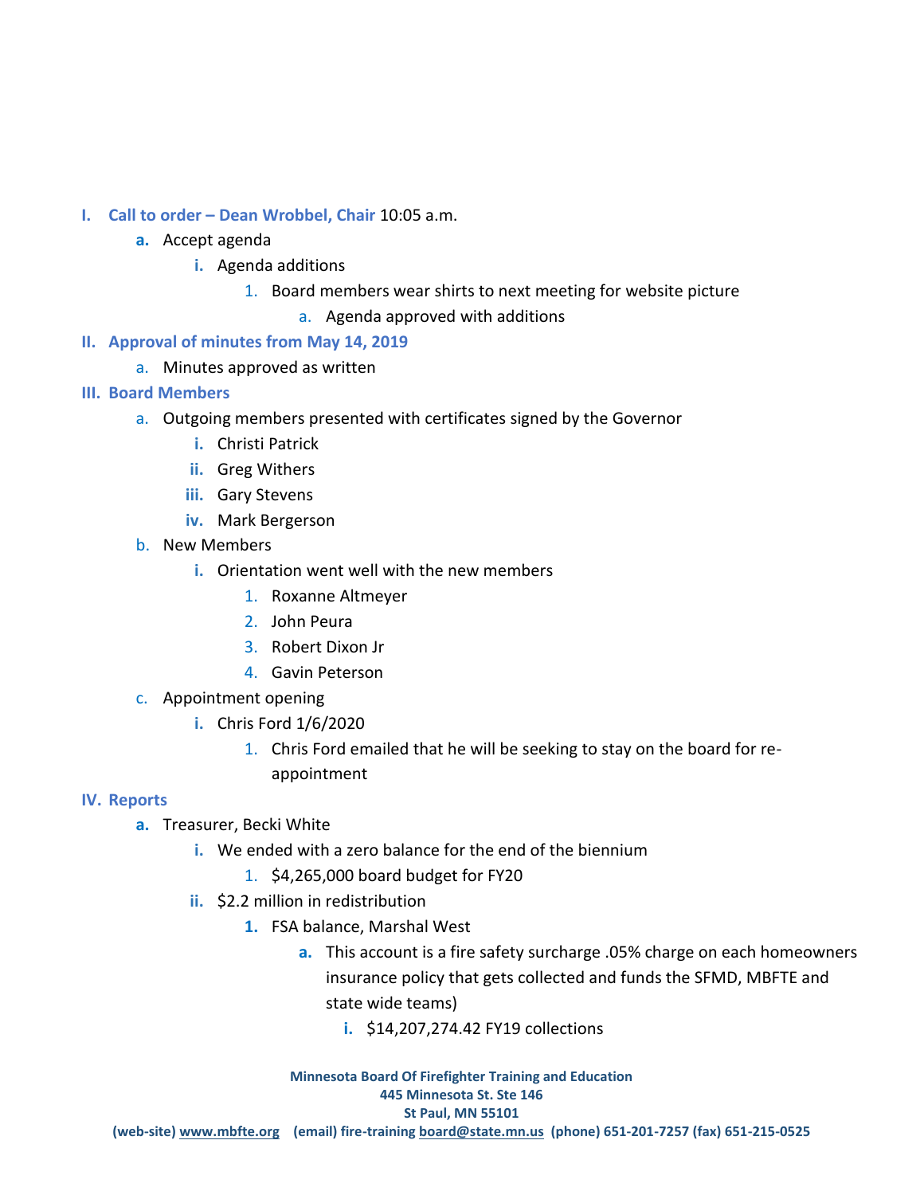I. **Call to order – Dean Wrobbel, Chair** 10:05 a.m.
   - a. Accept agenda
     - i. Agenda additions
       1. Board members wear shirts to next meeting for website picture
          - a. Agenda approved with additions

II. **Approval of minutes from May 14, 2019**
   - a. Minutes approved as written

III. **Board Members**
   - a. Outgoing members presented with certificates signed by the Governor
     - i. Christi Patrick
     - ii. Greg Withers
     - iii. Gary Stevens
     - iv. Mark Bergerson
   - b. New Members
     - i. Orientation went well with the new members
       1. Roxanne Altmeyer
       2. John Peura
       3. Robert Dixon Jr
       4. Gavin Peterson
   - c. Appointment opening
     - i. Chris Ford 1/6/2020
       1. Chris Ford emailed that he will be seeking to stay on the board for re-appointment

IV. **Reports**
   - a. Treasurer, Becki White
     - i. We ended with a zero balance for the end of the biennium
       1. $4,265,000 board budget for FY20
     - ii. $2.2 million in redistribution
       1. FSA balance, Marshal West
          - a. This account is a fire safety surcharge .05% charge on each homeowners insurance policy that gets collected and funds the SFMD, MBFTE and state wide teams)
            - i. $14,207,274.42 FY19 collections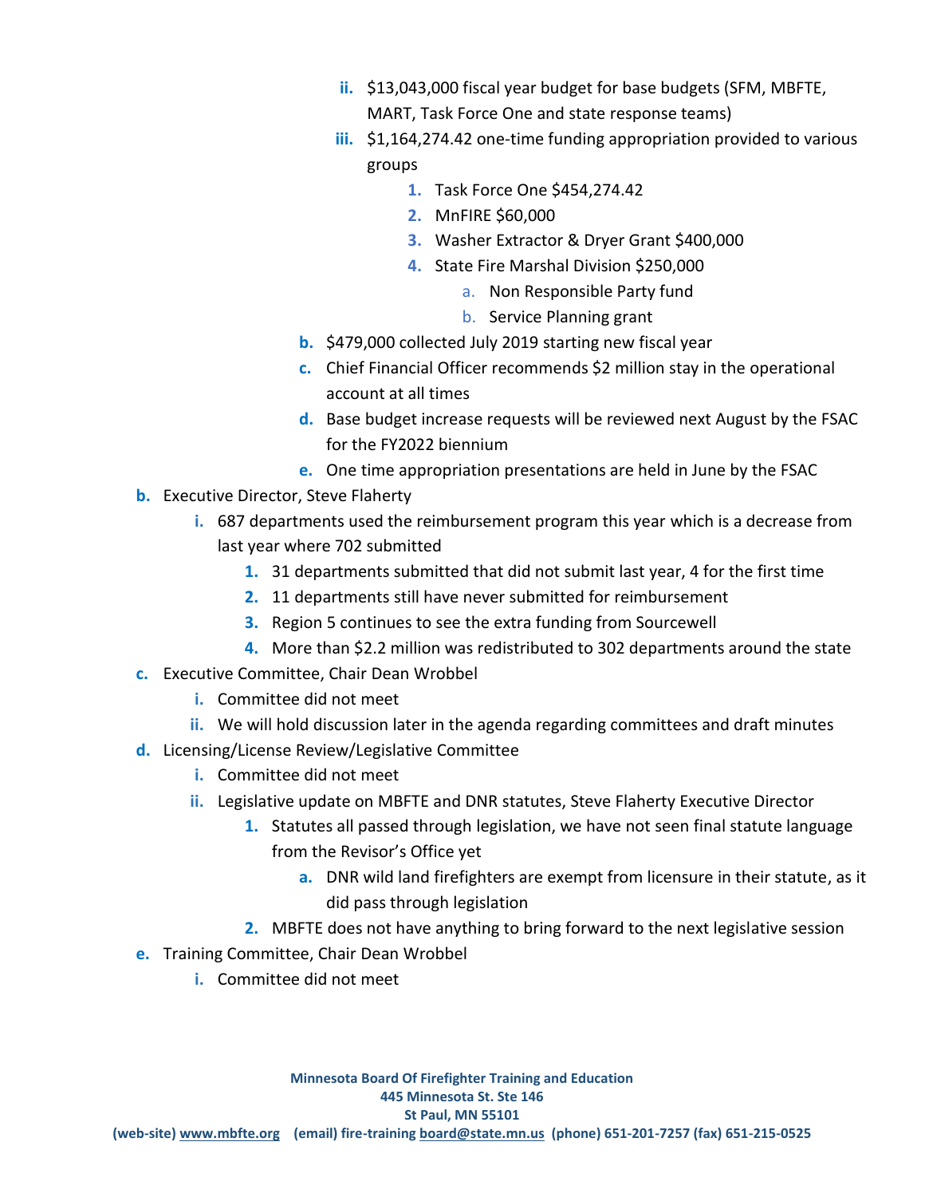- ii. $13,043,000 fiscal year budget for base budgets (SFM, MBFTE, MART, Task Force One and state response teams)
    - iii. $1,164,274.42 one-time funding appropriation provided to various groups
      1. Task Force One $454,274.42
      2. MnFIRE $60,000
      3. Washer Extractor & Dryer Grant $400,000
      4. State Fire Marshal Division $250,000
         - a. Non Responsible Party fund
         - b. Service Planning grant
  - b. $479,000 collected July 2019 starting new fiscal year
  - c. Chief Financial Officer recommends $2 million stay in the operational account at all times
  - d. Base budget increase requests will be reviewed next August by the FSAC for the FY2022 biennium
  - e. One time appropriation presentations are held in June by the FSAC
- b. Executive Director, Steve Flaherty
  - i. 687 departments used the reimbursement program this year which is a decrease from last year where 702 submitted
    1. 31 departments submitted that did not submit last year, 4 for the first time
    2. 11 departments still have never submitted for reimbursement
    3. Region 5 continues to see the extra funding from Sourcewell
    4. More than $2.2 million was redistributed to 302 departments around the state
- c. Executive Committee, Chair Dean Wrobbel
  - i. Committee did not meet
  - ii. We will hold discussion later in the agenda regarding committees and draft minutes
- d. Licensing/License Review/Legislative Committee
  - i. Committee did not meet
  - ii. Legislative update on MBFTE and DNR statutes, Steve Flaherty Executive Director
    1. Statutes all passed through legislation, we have not seen final statute language from the Revisor's Office yet
       - a. DNR wild land firefighters are exempt from licensure in their statute, as it did pass through legislation
    2. MBFTE does not have anything to bring forward to the next legislative session
- e. Training Committee, Chair Dean Wrobbel
  - i. Committee did not meet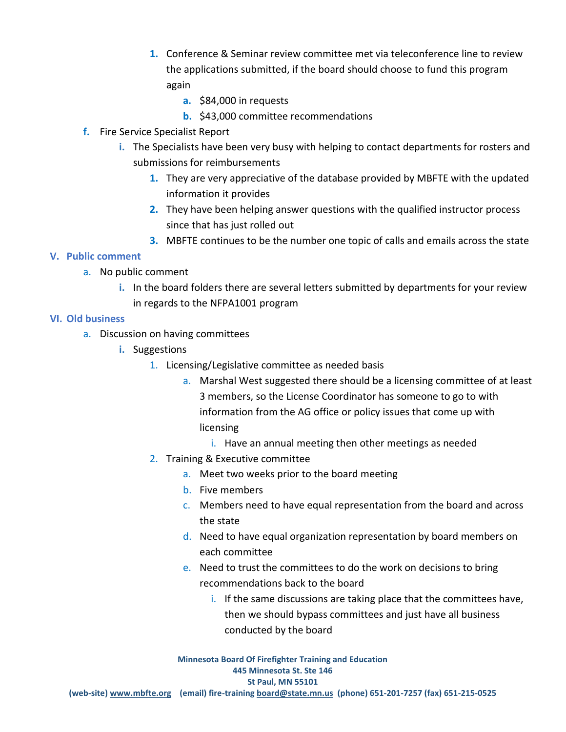1. Conference & Seminar review committee met via teleconference line to review the applications submitted, if the board should choose to fund this program again
            a. $84,000 in requests
            b. $43,000 committee recommendations
- f. Fire Service Specialist Report
    - i. The Specialists have been very busy with helping to contact departments for rosters and submissions for reimbursements
        1. They are very appreciative of the database provided by MBFTE with the updated information it provides
        2. They have been helping answer questions with the qualified instructor process since that has just rolled out
        3. MBFTE continues to be the number one topic of calls and emails across the state

## V. Public comment

- a. No public comment
    - i. In the board folders there are several letters submitted by departments for your review in regards to the NFPA1001 program

## VI. Old business

- a. Discussion on having committees
    - i. Suggestions
        1. Licensing/Legislative committee as needed basis
            a. Marshal West suggested there should be a licensing committee of at least 3 members, so the License Coordinator has someone to go to with information from the AG office or policy issues that come up with licensing
                i. Have an annual meeting then other meetings as needed
        2. Training & Executive committee
            a. Meet two weeks prior to the board meeting
            b. Five members
            c. Members need to have equal representation from the board and across the state
            d. Need to have equal organization representation by board members on each committee
            e. Need to trust the committees to do the work on decisions to bring recommendations back to the board
                i. If the same discussions are taking place that the committees have, then we should bypass committees and just have all business conducted by the board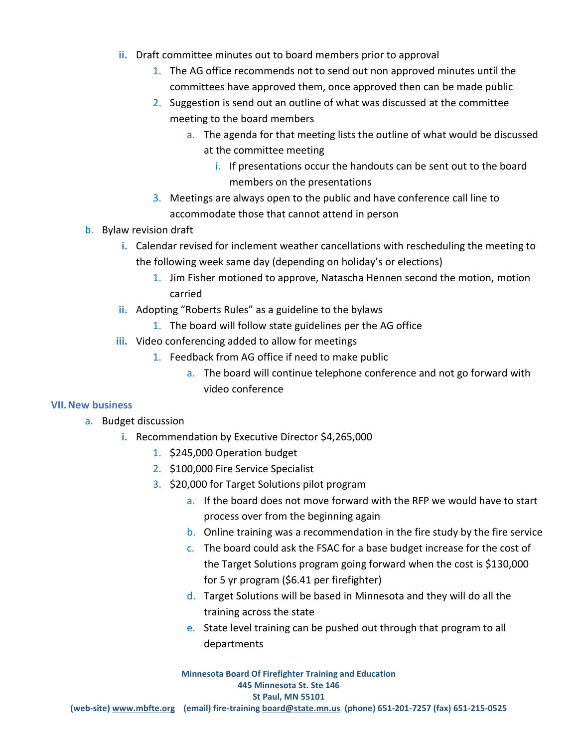- ii. Draft committee minutes out to board members prior to approval
  1. The AG office recommends not to send out non approved minutes until the committees have approved them, once approved then can be made public
  2. Suggestion is send out an outline of what was discussed at the committee meeting to the board members
     - a. The agenda for that meeting lists the outline of what would be discussed at the committee meeting
       - i. If presentations occur the handouts can be sent out to the board members on the presentations
  3. Meetings are always open to the public and have conference call line to accommodate those that cannot attend in person

b. Bylaw revision draft

- i. Calendar revised for inclement weather cancellations with rescheduling the meeting to the following week same day (depending on holiday's or elections)
  1. Jim Fisher motioned to approve, Natascha Hennen second the motion, motion carried
- ii. Adopting "Roberts Rules" as a guideline to the bylaws
  1. The board will follow state guidelines per the AG office
- iii. Video conferencing added to allow for meetings
  1. Feedback from AG office if need to make public
     - a. The board will continue telephone conference and not go forward with video conference

## VII. New business

a. Budget discussion

- i. Recommendation by Executive Director $4,265,000
  1. $245,000 Operation budget
  2. $100,000 Fire Service Specialist
  3. $20,000 for Target Solutions pilot program
     - a. If the board does not move forward with the RFP we would have to start process over from the beginning again
     - b. Online training was a recommendation in the fire study by the fire service
     - c. The board could ask the FSAC for a base budget increase for the cost of the Target Solutions program going forward when the cost is $130,000 for 5 yr program ($6.41 per firefighter)
     - d. Target Solutions will be based in Minnesota and they will do all the training across the state
     - e. State level training can be pushed out through that program to all departments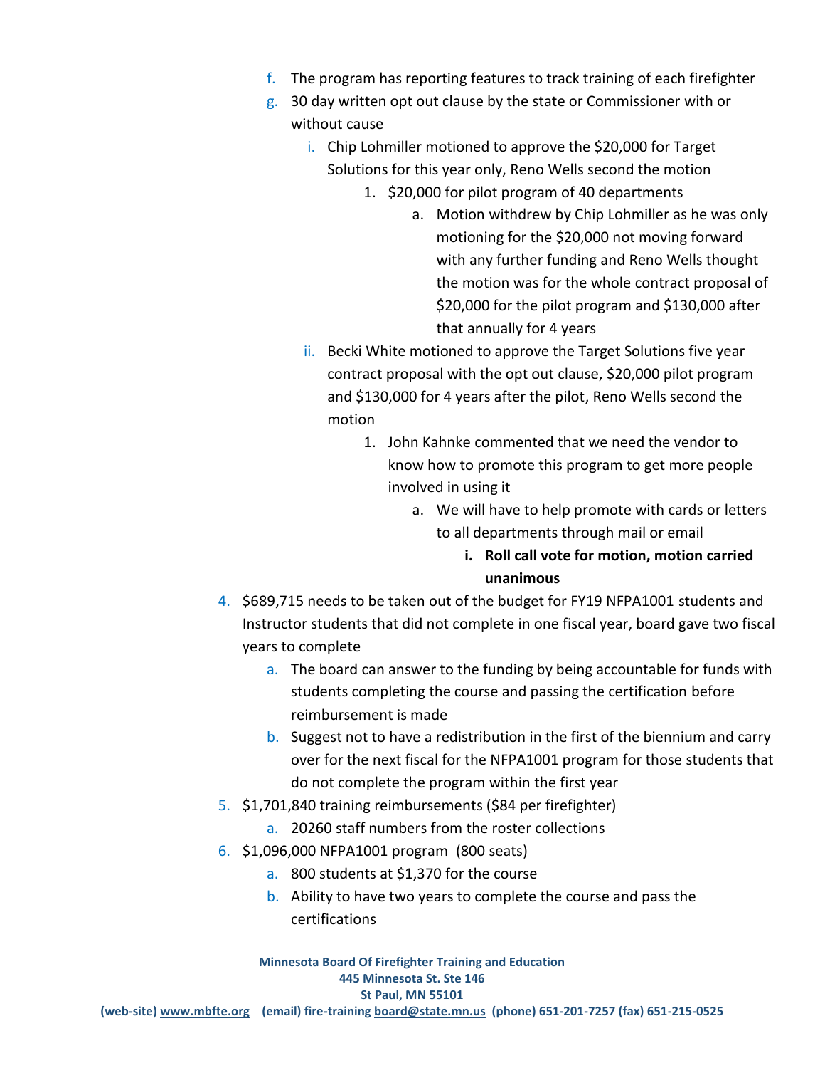f. The program has reporting features to track training of each firefighter
g. 30 day written opt out clause by the state or Commissioner with or without cause
    i. Chip Lohmiller motioned to approve the $20,000 for Target Solutions for this year only, Reno Wells second the motion
        1. $20,000 for pilot program of 40 departments
            a. Motion withdrew by Chip Lohmiller as he was only motioning for the $20,000 not moving forward with any further funding and Reno Wells thought the motion was for the whole contract proposal of $20,000 for the pilot program and $130,000 after that annually for 4 years
    ii. Becki White motioned to approve the Target Solutions five year contract proposal with the opt out clause, $20,000 pilot program and $130,000 for 4 years after the pilot, Reno Wells second the motion
        1. John Kahnke commented that we need the vendor to know how to promote this program to get more people involved in using it
            a. We will have to help promote with cards or letters to all departments through mail or email
                i. **Roll call vote for motion, motion carried unanimous**

4. $689,715 needs to be taken out of the budget for FY19 NFPA1001 students and Instructor students that did not complete in one fiscal year, board gave two fiscal years to complete
    a. The board can answer to the funding by being accountable for funds with students completing the course and passing the certification before reimbursement is made
    b. Suggest not to have a redistribution in the first of the biennium and carry over for the next fiscal for the NFPA1001 program for those students that do not complete the program within the first year
5. $1,701,840 training reimbursements ($84 per firefighter)
    a. 20260 staff numbers from the roster collections
6. $1,096,000 NFPA1001 program (800 seats)
    a. 800 students at $1,370 for the course
    b. Ability to have two years to complete the course and pass the certifications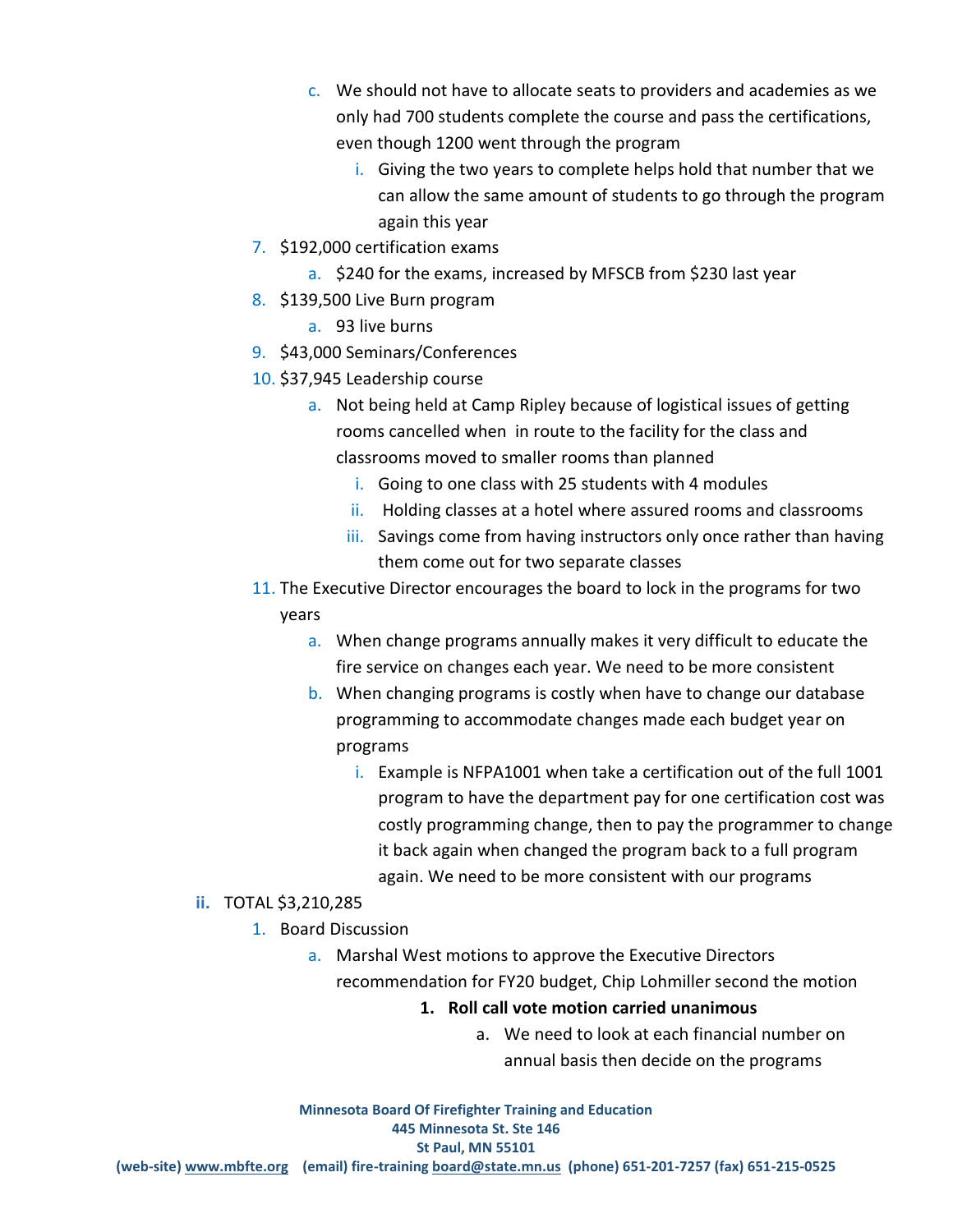c. We should not have to allocate seats to providers and academies as we only had 700 students complete the course and pass the certifications, even though 1200 went through the program
    i. Giving the two years to complete helps hold that number that we can allow the same amount of students to go through the program again this year

7. $192,000 certification exams
    a. $240 for the exams, increased by MFSCB from $230 last year
8. $139,500 Live Burn program
    a. 93 live burns
9. $43,000 Seminars/Conferences
10. $37,945 Leadership course
    a. Not being held at Camp Ripley because of logistical issues of getting rooms cancelled when in route to the facility for the class and classrooms moved to smaller rooms than planned
        i. Going to one class with 25 students with 4 modules
        ii. Holding classes at a hotel where assured rooms and classrooms
        iii. Savings come from having instructors only once rather than having them come out for two separate classes
11. The Executive Director encourages the board to lock in the programs for two years
    a. When change programs annually makes it very difficult to educate the fire service on changes each year. We need to be more consistent
    b. When changing programs is costly when have to change our database programming to accommodate changes made each budget year on programs
        i. Example is NFPA1001 when take a certification out of the full 1001 program to have the department pay for one certification cost was costly programming change, then to pay the programmer to change it back again when changed the program back to a full program again. We need to be more consistent with our programs

ii. TOTAL $3,210,285
1. Board Discussion
    a. Marshal West motions to approve the Executive Directors recommendation for FY20 budget, Chip Lohmiller second the motion
        **1. Roll call vote motion carried unanimous**
            a. We need to look at each financial number on annual basis then decide on the programs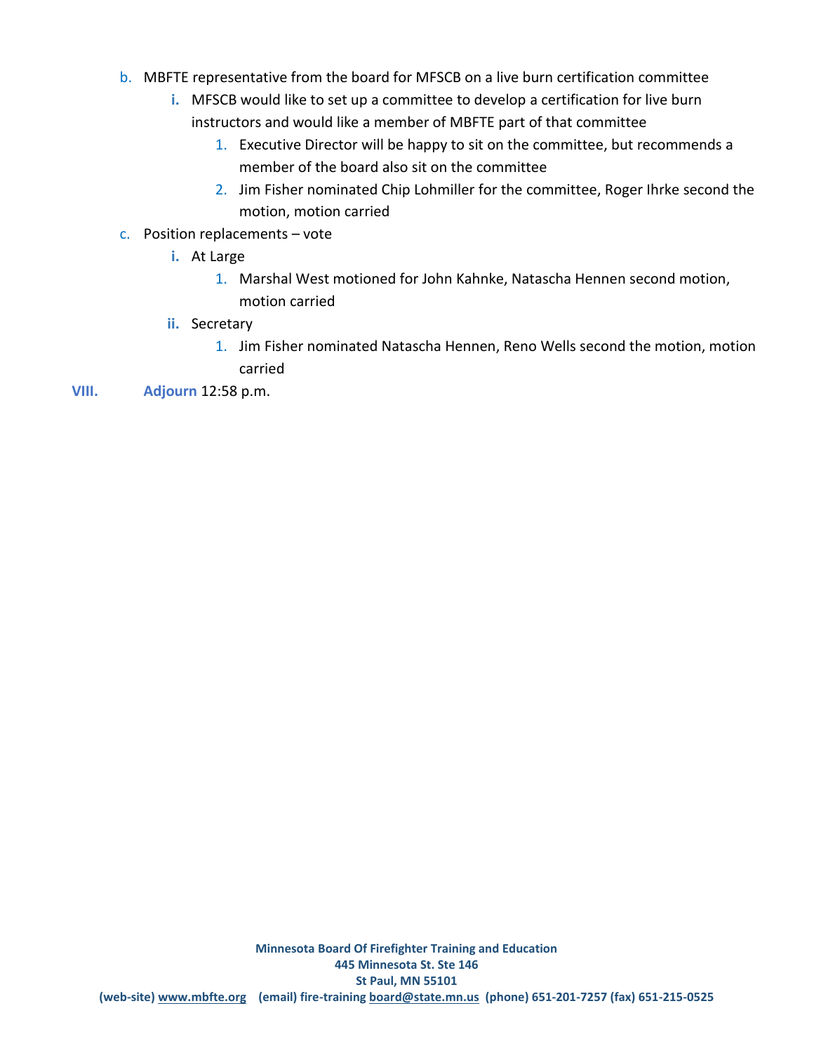b. MBFTE representative from the board for MFSCB on a live burn certification committee
    i. MFSCB would like to set up a committee to develop a certification for live burn instructors and would like a member of MBFTE part of that committee
        1. Executive Director will be happy to sit on the committee, but recommends a member of the board also sit on the committee
        2. Jim Fisher nominated Chip Lohmiller for the committee, Roger Ihrke second the motion, motion carried

c. Position replacements – vote
    i. At Large
        1. Marshal West motioned for John Kahnke, Natascha Hennen second motion, motion carried
    ii. Secretary
        1. Jim Fisher nominated Natascha Hennen, Reno Wells second the motion, motion carried

VIII. **Adjourn** 12:58 p.m.

**Minnesota Board Of Firefighter Training and Education**
**445 Minnesota St. Ste 146**
**St Paul, MN 55101**
**(web-site) www.mbfte.org (email) fire-training board@state.mn.us (phone) 651-201-7257 (fax) 651-215-0525**